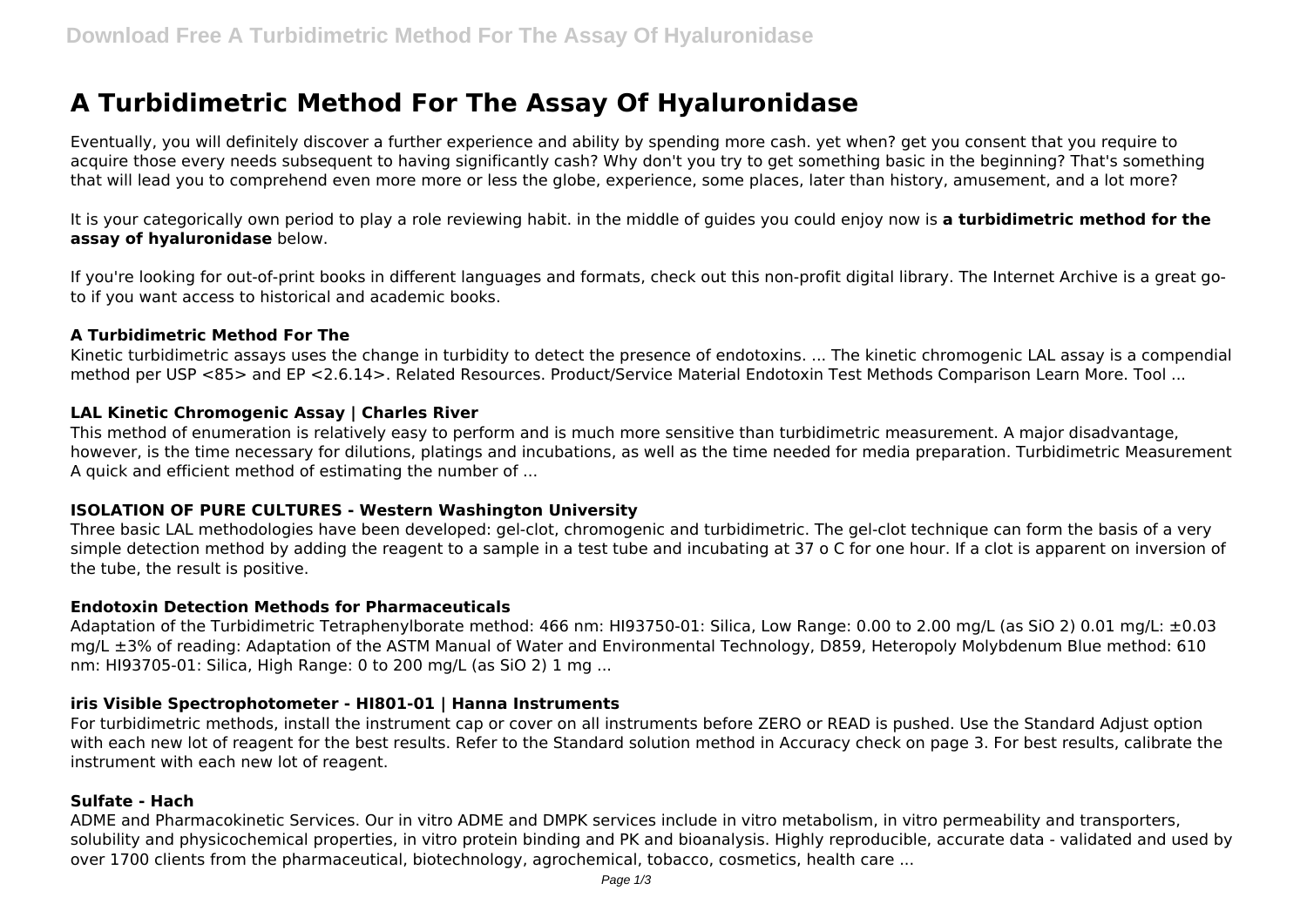# A Turbidimetric Method For The Assay Of Hyaluronidase

Eventually, you will definitely discover a further experience and ability by spending more cash. yet when? get you consent that you require to acquire those every needs subsequent to having significantly cash? Why don't you try to get something basic in the beginning? That's something that will lead you to comprehend even more more or less the globe, experience, some places, later than history, amusement, and a lot more?

It is your categorically own period to play a role reviewing habit. in the middle of guides you could enjoy now is **a turbidimetric method for the assay of hyaluronidase** below.

If you're looking for out-of-print books in different languages and formats, check out this non-profit digital library. The Internet Archive is a great go-to if you want access to historical and academic books.

### A Turbidimetric Method For The

Kinetic turbidimetric assays uses the change in turbidity to detect the presence of endotoxins. ... The kinetic chromogenic LAL assay is a compendial method per USP <85> and EP <2.6.14>. Related Resources. Product/Service Material Endotoxin Test Methods Comparison Learn More. Tool ...

### LAL Kinetic Chromogenic Assay | Charles River

This method of enumeration is relatively easy to perform and is much more sensitive than turbidimetric measurement. A major disadvantage, however, is the time necessary for dilutions, platings and incubations, as well as the time needed for media preparation. Turbidimetric Measurement A quick and efficient method of estimating the number of ...

### ISOLATION OF PURE CULTURES - Western Washington University

Three basic LAL methodologies have been developed: gel-clot, chromogenic and turbidimetric. The gel-clot technique can form the basis of a very simple detection method by adding the reagent to a sample in a test tube and incubating at 37 o C for one hour. If a clot is apparent on inversion of the tube, the result is positive.

### Endotoxin Detection Methods for Pharmaceuticals

Adaptation of the Turbidimetric Tetraphenylborate method: 466 nm: HI93750-01: Silica, Low Range: 0.00 to 2.00 mg/L (as $SiO_2$) 0.01 mg/L: ±0.03 mg/L ±3% of reading: Adaptation of the ASTM Manual of Water and Environmental Technology, D859, Heteropoly Molybdenum Blue method: 610 nm: HI93705-01: Silica, High Range: 0 to 200 mg/L (as $SiO_2$) 1 mg ...

### iris Visible Spectrophotometer - HI801-01 | Hanna Instruments

For turbidimetric methods, install the instrument cap or cover on all instruments before ZERO or READ is pushed. Use the Standard Adjust option with each new lot of reagent for the best results. Refer to the Standard solution method in Accuracy check on page 3. For best results, calibrate the instrument with each new lot of reagent.

### Sulfate - Hach

ADME and Pharmacokinetic Services. Our in vitro ADME and DMPK services include in vitro metabolism, in vitro permeability and transporters, solubility and physicochemical properties, in vitro protein binding and PK and bioanalysis. Highly reproducible, accurate data - validated and used by over 1700 clients from the pharmaceutical, biotechnology, agrochemical, tobacco, cosmetics, health care ...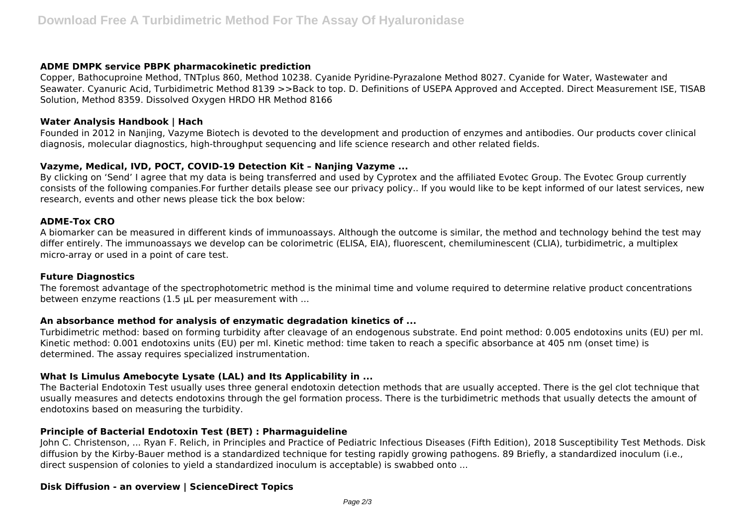### ADME DMPK service PBPK pharmacokinetic prediction

Copper, Bathocuproine Method, TNTplus 860, Method 10238. Cyanide Pyridine-Pyrazalone Method 8027. Cyanide for Water, Wastewater and Seawater. Cyanuric Acid, Turbidimetric Method 8139 >>Back to top. D. Definitions of USEPA Approved and Accepted. Direct Measurement ISE, TISAB Solution, Method 8359. Dissolved Oxygen HRDO HR Method 8166

### Water Analysis Handbook | Hach

Founded in 2012 in Nanjing, Vazyme Biotech is devoted to the development and production of enzymes and antibodies. Our products cover clinical diagnosis, molecular diagnostics, high-throughput sequencing and life science research and other related fields.

### Vazyme, Medical, IVD, POCT, COVID-19 Detection Kit – Nanjing Vazyme ...

By clicking on 'Send' I agree that my data is being transferred and used by Cyprotex and the affiliated Evotec Group. The Evotec Group currently consists of the following companies.For further details please see our privacy policy.. If you would like to be kept informed of our latest services, new research, events and other news please tick the box below:

### ADME-Tox CRO

A biomarker can be measured in different kinds of immunoassays. Although the outcome is similar, the method and technology behind the test may differ entirely. The immunoassays we develop can be colorimetric (ELISA, EIA), fluorescent, chemiluminescent (CLIA), turbidimetric, a multiplex micro-array or used in a point of care test.

### Future Diagnostics

The foremost advantage of the spectrophotometric method is the minimal time and volume required to determine relative product concentrations between enzyme reactions (1.5 µL per measurement with ...

### An absorbance method for analysis of enzymatic degradation kinetics of ...

Turbidimetric method: based on forming turbidity after cleavage of an endogenous substrate. End point method: 0.005 endotoxins units (EU) per ml. Kinetic method: 0.001 endotoxins units (EU) per ml. Kinetic method: time taken to reach a specific absorbance at 405 nm (onset time) is determined. The assay requires specialized instrumentation.

### What Is Limulus Amebocyte Lysate (LAL) and Its Applicability in ...

The Bacterial Endotoxin Test usually uses three general endotoxin detection methods that are usually accepted. There is the gel clot technique that usually measures and detects endotoxins through the gel formation process. There is the turbidimetric methods that usually detects the amount of endotoxins based on measuring the turbidity.

### Principle of Bacterial Endotoxin Test (BET) : Pharmaguideline

John C. Christenson, ... Ryan F. Relich, in Principles and Practice of Pediatric Infectious Diseases (Fifth Edition), 2018 Susceptibility Test Methods. Disk diffusion by the Kirby-Bauer method is a standardized technique for testing rapidly growing pathogens. 89 Briefly, a standardized inoculum (i.e., direct suspension of colonies to yield a standardized inoculum is acceptable) is swabbed onto ...

### Disk Diffusion - an overview | ScienceDirect Topics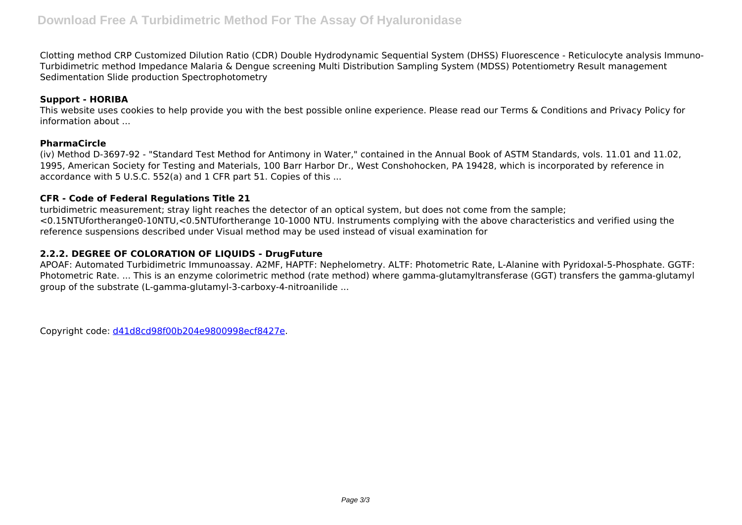Clotting method CRP Customized Dilution Ratio (CDR) Double Hydrodynamic Sequential System (DHSS) Fluorescence - Reticulocyte analysis Immuno-Turbidimetric method Impedance Malaria & Dengue screening Multi Distribution Sampling System (MDSS) Potentiometry Result management Sedimentation Slide production Spectrophotometry

**Support - HORIBA**

This website uses cookies to help provide you with the best possible online experience. Please read our Terms & Conditions and Privacy Policy for information about ...

**PharmaCircle**

(iv) Method D-3697-92 - "Standard Test Method for Antimony in Water," contained in the Annual Book of ASTM Standards, vols. 11.01 and 11.02, 1995, American Society for Testing and Materials, 100 Barr Harbor Dr., West Conshohocken, PA 19428, which is incorporated by reference in accordance with 5 U.S.C. 552(a) and 1 CFR part 51. Copies of this ...

**CFR - Code of Federal Regulations Title 21**

turbidimetric measurement; stray light reaches the detector of an optical system, but does not come from the sample; <0.15NTUfortherange0-10NTU,<0.5NTUfortherange 10-1000 NTU. Instruments complying with the above characteristics and verified using the reference suspensions described under Visual method may be used instead of visual examination for

**2.2.2. DEGREE OF COLORATION OF LIQUIDS - DrugFuture**

APOAF: Automated Turbidimetric Immunoassay. A2MF, HAPTF: Nephelometry. ALTF: Photometric Rate, L-Alanine with Pyridoxal-5-Phosphate. GGTF: Photometric Rate. ... This is an enzyme colorimetric method (rate method) where gamma-glutamyltransferase (GGT) transfers the gamma-glutamyl group of the substrate (L-gamma-glutamyl-3-carboxy-4-nitroanilide ...

Copyright code: d41d8cd98f00b204e9800998ecf8427e.